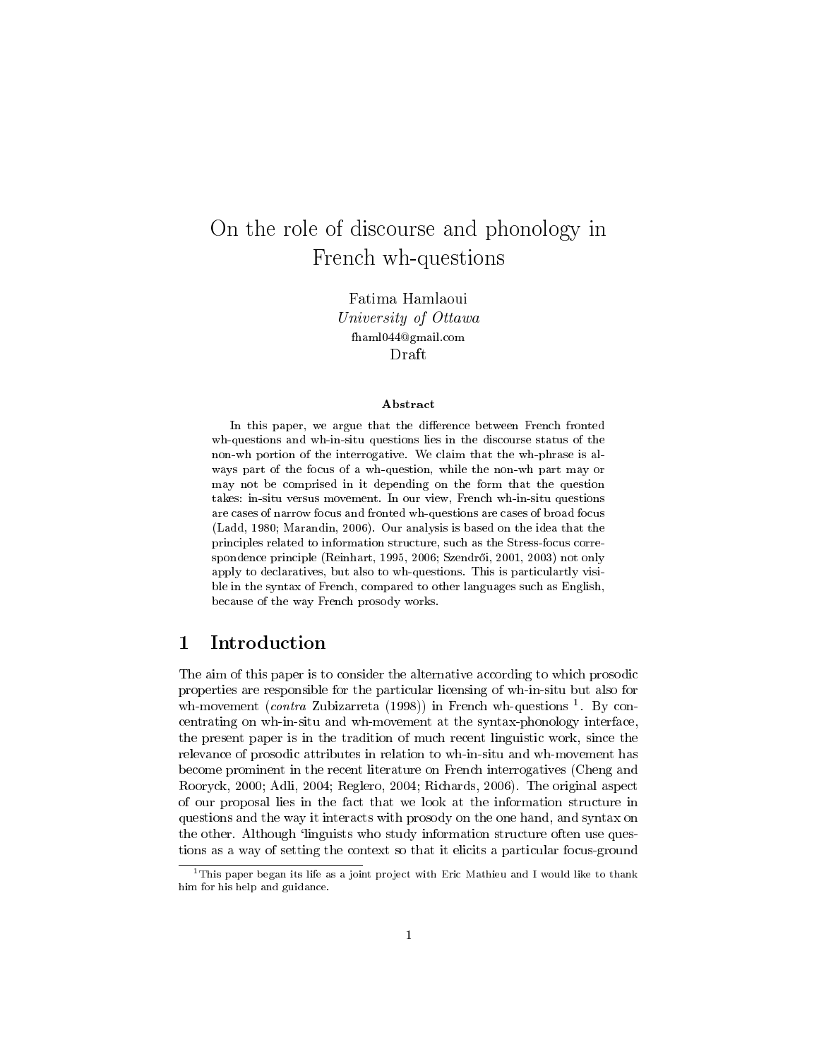# On the role of discourse and phonology in French wh-questions

Fatima Hamlaoui
*University of Ottawa*
fhaml044@gmail.com
Draft

### Abstract

In this paper, we argue that the difference between French fronted wh-questions and wh-in-situ questions lies in the discourse status of the non-wh portion of the interrogative. We claim that the wh-phrase is always part of the focus of a wh-question, while the non-wh part may or may not be comprised in it depending on the form that the question takes: in-situ versus movement. In our view, French wh-in-situ questions are cases of narrow focus and fronted wh-questions are cases of broad focus (Ladd, 1980; Marandin, 2006). Our analysis is based on the idea that the principles related to information structure, such as the Stress-focus correspondence principle (Reinhart, 1995, 2006; Szendrői, 2001, 2003) not only apply to declaratives, but also to wh-questions. This is particulartly visible in the syntax of French, compared to other languages such as English, because of the way French prosody works.

## 1 Introduction

The aim of this paper is to consider the alternative according to which prosodic properties are responsible for the particular licensing of wh-in-situ but also for wh-movement (*contra* Zubizarreta (1998)) in French wh-questions [1]. By concentrating on wh-in-situ and wh-movement at the syntax-phonology interface, the present paper is in the tradition of much recent linguistic work, since the relevance of prosodic attributes in relation to wh-in-situ and wh-movement has become prominent in the recent literature on French interrogatives (Cheng and Rooryck, 2000; Adli, 2004; Reglero, 2004; Richards, 2006). The original aspect of our proposal lies in the fact that we look at the information structure in questions and the way it interacts with prosody on the one hand, and syntax on the other. Although 'linguists who study information structure often use questions as a way of setting the context so that it elicits a particular focus-ground

[1] This paper began its life as a joint project with Eric Mathieu and I would like to thank him for his help and guidance.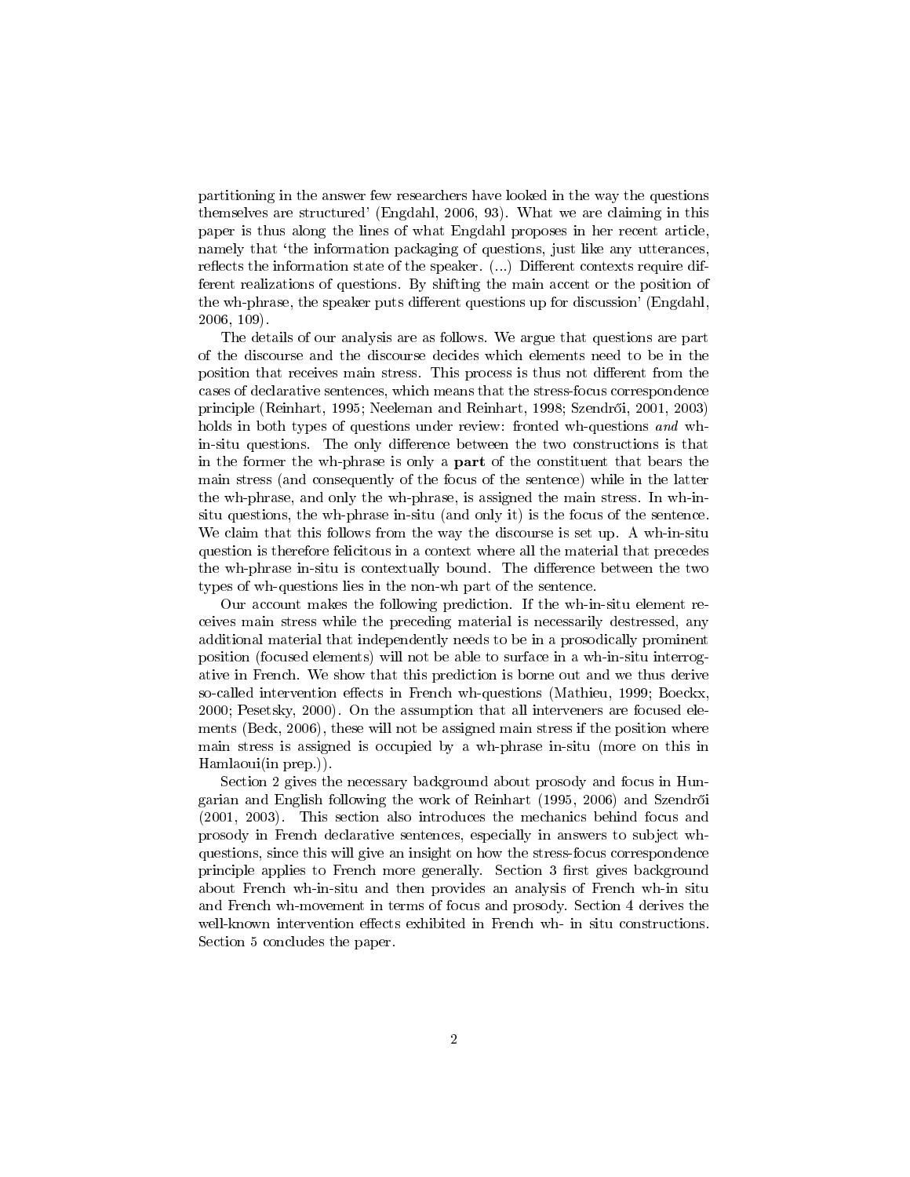partitioning in the answer few researchers have looked in the way the questions themselves are structured' (Engdahl, 2006, 93). What we are claiming in this paper is thus along the lines of what Engdahl proposes in her recent article, namely that 'the information packaging of questions, just like any utterances, reflects the information state of the speaker. (...) Different contexts require different realizations of questions. By shifting the main accent or the position of the wh-phrase, the speaker puts different questions up for discussion' (Engdahl, 2006, 109).

The details of our analysis are as follows. We argue that questions are part of the discourse and the discourse decides which elements need to be in the position that receives main stress. This process is thus not different from the cases of declarative sentences, which means that the stress-focus correspondence principle (Reinhart, 1995; Neeleman and Reinhart, 1998; Szendrői, 2001, 2003) holds in both types of questions under review: fronted wh-questions *and* wh-in-situ questions. The only difference between the two constructions is that in the former the wh-phrase is only a **part** of the constituent that bears the main stress (and consequently of the focus of the sentence) while in the latter the wh-phrase, and only the wh-phrase, is assigned the main stress. In wh-in-situ questions, the wh-phrase in-situ (and only it) is the focus of the sentence. We claim that this follows from the way the discourse is set up. A wh-in-situ question is therefore felicitous in a context where all the material that precedes the wh-phrase in-situ is contextually bound. The difference between the two types of wh-questions lies in the non-wh part of the sentence.

Our account makes the following prediction. If the wh-in-situ element receives main stress while the preceding material is necessarily destressed, any additional material that independently needs to be in a prosodically prominent position (focused elements) will not be able to surface in a wh-in-situ interrogative in French. We show that this prediction is borne out and we thus derive so-called intervention effects in French wh-questions (Mathieu, 1999; Boeckx, 2000; Pesetsky, 2000). On the assumption that all interveners are focused elements (Beck, 2006), these will not be assigned main stress if the position where main stress is assigned is occupied by a wh-phrase in-situ (more on this in Hamlaoui(in prep.)).

Section 2 gives the necessary background about prosody and focus in Hungarian and English following the work of Reinhart (1995, 2006) and Szendrői (2001, 2003). This section also introduces the mechanics behind focus and prosody in French declarative sentences, especially in answers to subject wh-questions, since this will give an insight on how the stress-focus correspondence principle applies to French more generally. Section 3 first gives background about French wh-in-situ and then provides an analysis of French wh-in situ and French wh-movement in terms of focus and prosody. Section 4 derives the well-known intervention effects exhibited in French wh- in situ constructions. Section 5 concludes the paper.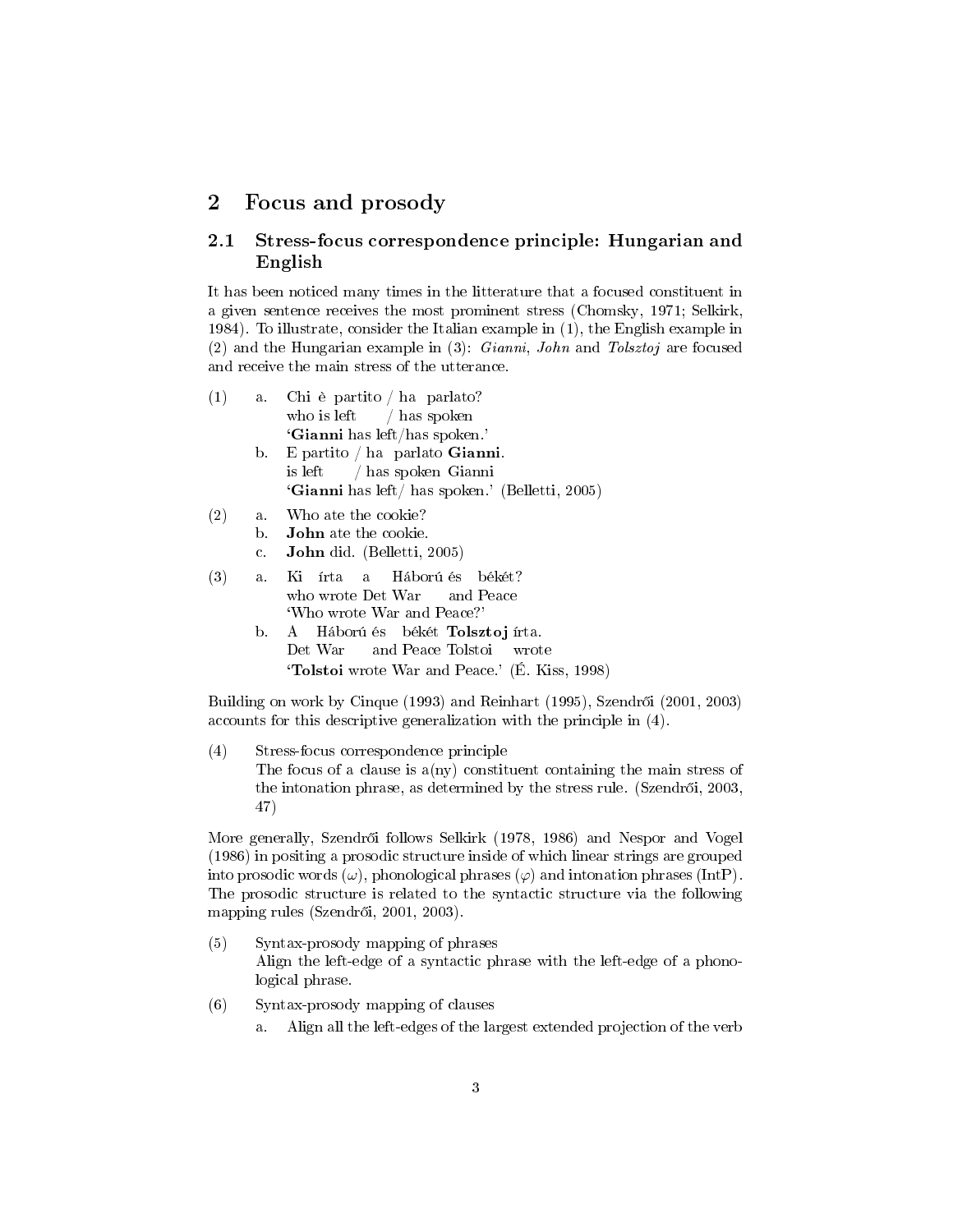## 2 Focus and prosody

### 2.1 Stress-focus correspondence principle: Hungarian and English

It has been noticed many times in the litterature that a focused constituent in a given sentence receives the most prominent stress (Chomsky, 1971; Selkirk, 1984). To illustrate, consider the Italian example in (1), the English example in (2) and the Hungarian example in (3): *Gianni*, *John* and *Tolsztoj* are focused and receive the main stress of the utterance.

(1) a. Chi è partito / ha parlato?
    who is left / has spoken
    '**Gianni** has left/has spoken.'

  b. E partito / ha parlato **Gianni**.
    is left / has spoken Gianni
    '**Gianni** has left/ has spoken.' (Belletti, 2005)

(2) a. Who ate the cookie?

  b. **John** ate the cookie.

  c. **John** did. (Belletti, 2005)

(3) a. Ki írta a Háború és békét?
    who wrote Det War and Peace
    'Who wrote War and Peace?'

  b. A Háború és békét **Tolsztoj** írta.
    Det War and Peace Tolstoi wrote
    '**Tolstoi** wrote War and Peace.' (É. Kiss, 1998)

Building on work by Cinque (1993) and Reinhart (1995), Szendrői (2001, 2003) accounts for this descriptive generalization with the principle in (4).

(4) Stress-focus correspondence principle
  The focus of a clause is a(ny) constituent containing the main stress of the intonation phrase, as determined by the stress rule. (Szendrői, 2003, 47)

More generally, Szendrői follows Selkirk (1978, 1986) and Nespor and Vogel (1986) in positing a prosodic structure inside of which linear strings are grouped into prosodic words ($\omega$), phonological phrases ($\varphi$) and intonation phrases (IntP). The prosodic structure is related to the syntactic structure via the following mapping rules (Szendrői, 2001, 2003).

(5) Syntax-prosody mapping of phrases
  Align the left-edge of a syntactic phrase with the left-edge of a phonological phrase.

(6) Syntax-prosody mapping of clauses

  a. Align all the left-edges of the largest extended projection of the verb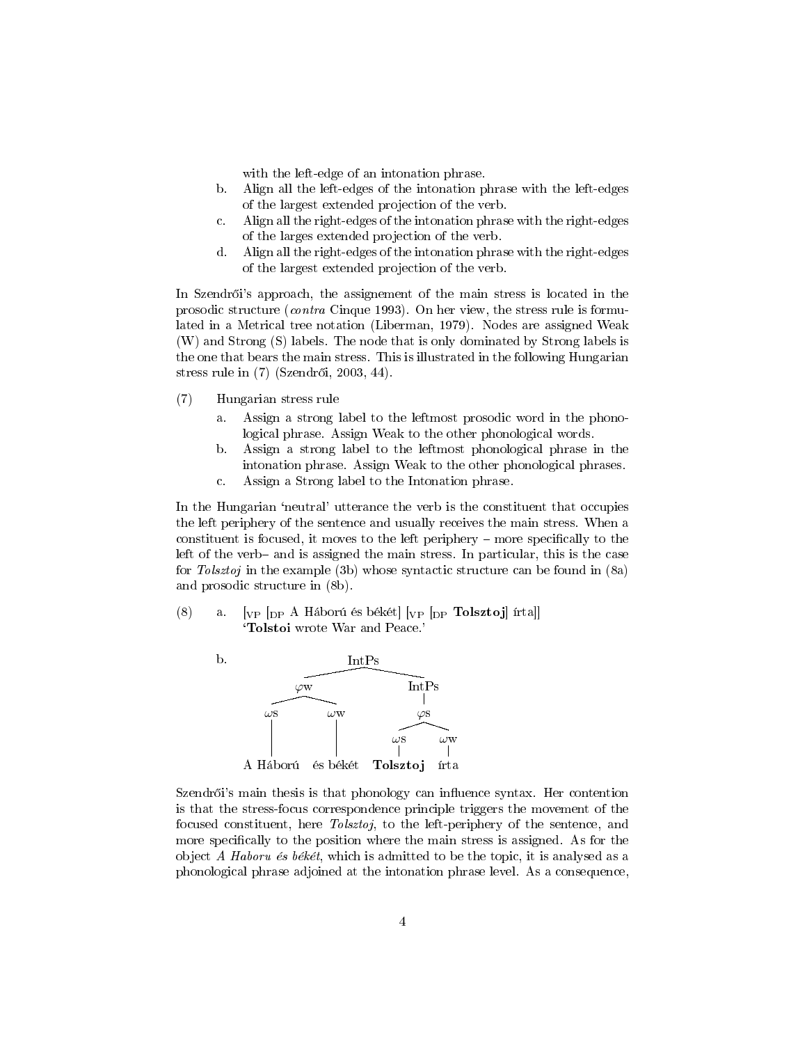with the left-edge of an intonation phrase.

b. Align all the left-edges of the intonation phrase with the left-edges of the largest extended projection of the verb.

c. Align all the right-edges of the intonation phrase with the right-edges of the larges extended projection of the verb.

d. Align all the right-edges of the intonation phrase with the right-edges of the largest extended projection of the verb.

In Szendrői's approach, the assignement of the main stress is located in the prosodic structure (*contra* Cinque 1993). On her view, the stress rule is formulated in a Metrical tree notation (Liberman, 1979). Nodes are assigned Weak (W) and Strong (S) labels. The node that is only dominated by Strong labels is the one that bears the main stress. This is illustrated in the following Hungarian stress rule in (7) (Szendrői, 2003, 44).

(7) Hungarian stress rule

a. Assign a strong label to the leftmost prosodic word in the phonological phrase. Assign Weak to the other phonological words.

b. Assign a strong label to the leftmost phonological phrase in the intonation phrase. Assign Weak to the other phonological phrases.

c. Assign a Strong label to the Intonation phrase.

In the Hungarian 'neutral' utterance the verb is the constituent that occupies the left periphery of the sentence and usually receives the main stress. When a constituent is focused, it moves to the left periphery – more specifically to the left of the verb– and is assigned the main stress. In particular, this is the case for *Tolsztoj* in the example (3b) whose syntactic structure can be found in (8a) and prosodic structure in (8b).

(8) a. [$_{VP}$ [$_{DP}$ A Háború és békét] [$_{VP}$ [$_{DP}$ **Tolsztoj**] írta]]
**'Tolstoi** wrote War and Peace.'

b.

```
                 IntPs
           /               \
        φw                 IntPs
       /    \                |
     ωs      ωw              φs
     |        |            /    \
     |        |          ωs      ωw
     |        |          |        |
A Háború  és békét   Tolsztoj   írta
```

Szendrői's main thesis is that phonology can influence syntax. Her contention is that the stress-focus correspondence principle triggers the movement of the focused constituent, here *Tolsztoj*, to the left-periphery of the sentence, and more specifically to the position where the main stress is assigned. As for the object *A Haboru és békét*, which is admitted to be the topic, it is analysed as a phonological phrase adjoined at the intonation phrase level. As a consequence,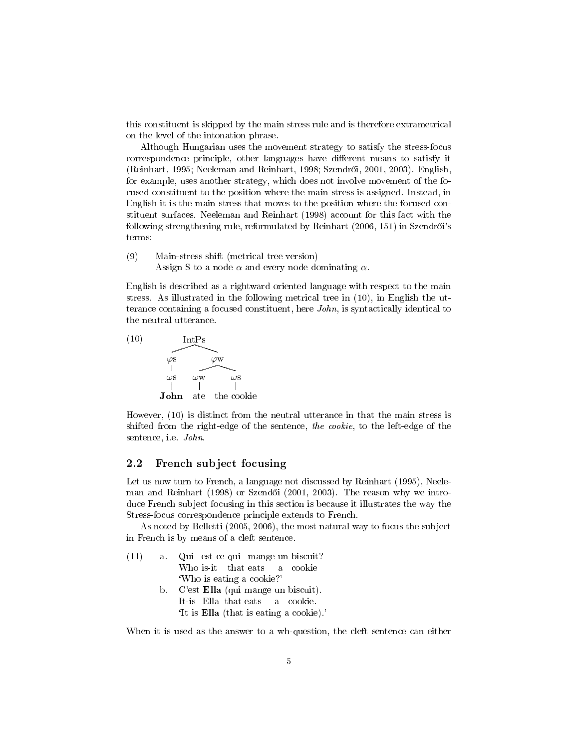this constituent is skipped by the main stress rule and is therefore extrametrical on the level of the intonation phrase.

Although Hungarian uses the movement strategy to satisfy the stress-focus correspondence principle, other languages have different means to satisfy it (Reinhart, 1995; Neeleman and Reinhart, 1998; Szendrői, 2001, 2003). English, for example, uses another strategy, which does not involve movement of the focused constituent to the position where the main stress is assigned. Instead, in English it is the main stress that moves to the position where the focused constituent surfaces. Neeleman and Reinhart (1998) account for this fact with the following strengthening rule, reformulated by Reinhart (2006, 151) in Szendrői's terms:

(9) Main-stress shift (metrical tree version)
Assign S to a node $\alpha$ and every node dominating $\alpha$.

English is described as a rightward oriented language with respect to the main stress. As illustrated in the following metrical tree in (10), in English the utterance containing a focused constituent, here *John*, is syntactically identical to the neutral utterance.

(10)

```
            IntPs
           /     \
        φs        φw
        |        /   \
        ωs     ωw     ωs
        |       |      |
      John     ate   the cookie
```

However, (10) is distinct from the neutral utterance in that the main stress is shifted from the right-edge of the sentence, *the cookie*, to the left-edge of the sentence, i.e. *John*.

## 2.2 French subject focusing

Let us now turn to French, a language not discussed by Reinhart (1995), Neeleman and Reinhart (1998) or Szendői (2001, 2003). The reason why we introduce French subject focusing in this section is because it illustrates the way the Stress-focus correspondence principle extends to French.

As noted by Belletti (2005, 2006), the most natural way to focus the subject in French is by means of a cleft sentence.

(11) a. Qui est-ce qui mange un biscuit?
Who is-it that eats a cookie
'Who is eating a cookie?'

b. C'est **Ella** (qui mange un biscuit).
It-is Ella that eats a cookie.
'It is **Ella** (that is eating a cookie).'

When it is used as the answer to a wh-question, the cleft sentence can either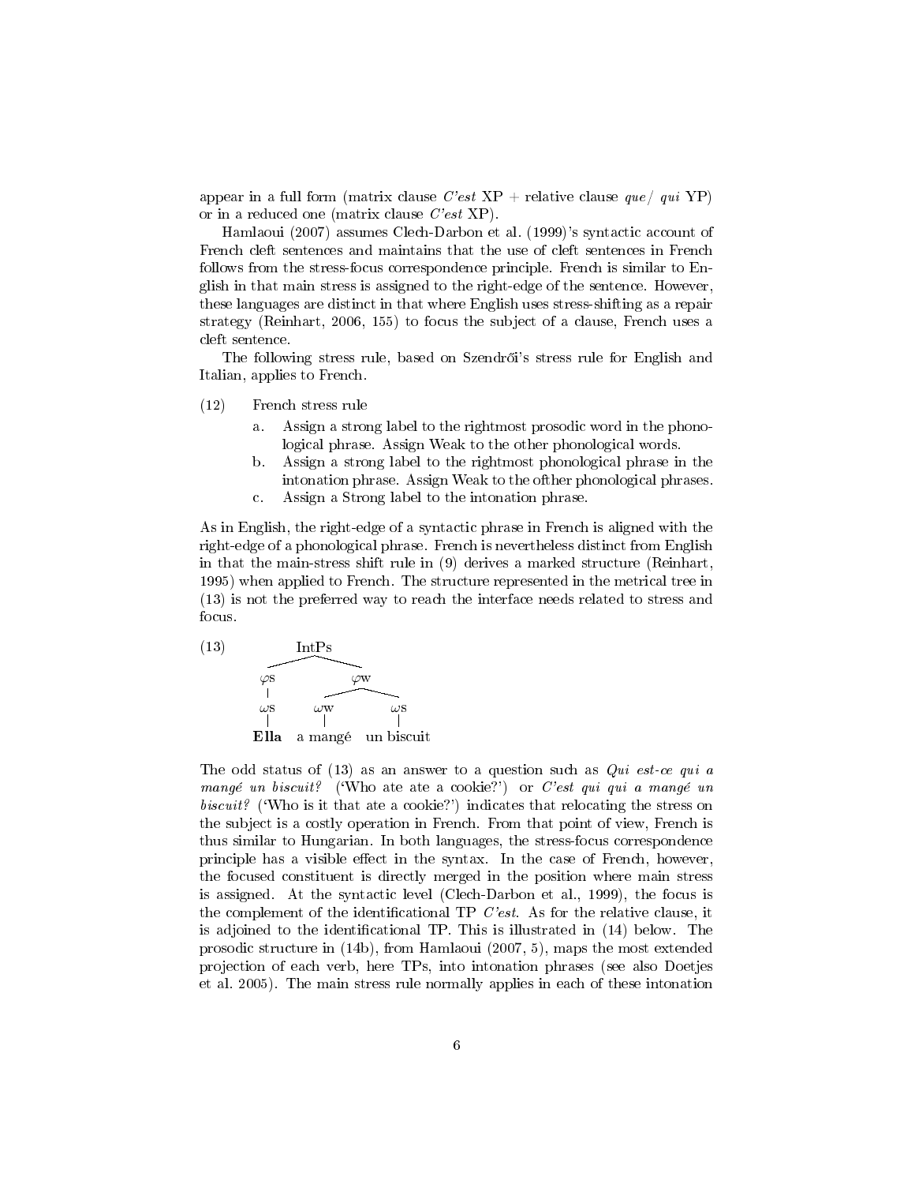appear in a full form (matrix clause *C'est* XP + relative clause *que/ qui* YP) or in a reduced one (matrix clause *C'est* XP).

Hamlaoui (2007) assumes Clech-Darbon et al. (1999)'s syntactic account of French cleft sentences and maintains that the use of cleft sentences in French follows from the stress-focus correspondence principle. French is similar to English in that main stress is assigned to the right-edge of the sentence. However, these languages are distinct in that where English uses stress-shifting as a repair strategy (Reinhart, 2006, 155) to focus the subject of a clause, French uses a cleft sentence.

The following stress rule, based on Szendrői's stress rule for English and Italian, applies to French.

(12) French stress rule

a. Assign a strong label to the rightmost prosodic word in the phonological phrase. Assign Weak to the other phonological words.

b. Assign a strong label to the rightmost phonological phrase in the intonation phrase. Assign Weak to the ofther phonological phrases.

c. Assign a Strong label to the intonation phrase.

As in English, the right-edge of a syntactic phrase in French is aligned with the right-edge of a phonological phrase. French is nevertheless distinct from English in that the main-stress shift rule in (9) derives a marked structure (Reinhart, 1995) when applied to French. The structure represented in the metrical tree in (13) is not the preferred way to reach the interface needs related to stress and focus.

(13)

```
            IntPs
          /       \
       φs          φw
       |          /    \
       ωs       ωw      ωs
       |        |       |
     Ella   a mangé  un biscuit
```

(**Ella** in bold)

The odd status of (13) as an answer to a question such as *Qui est-ce qui a mangé un biscuit?* ('Who ate ate a cookie?') or *C'est qui qui a mangé un biscuit?* ('Who is it that ate a cookie?') indicates that relocating the stress on the subject is a costly operation in French. From that point of view, French is thus similar to Hungarian. In both languages, the stress-focus correspondence principle has a visible effect in the syntax. In the case of French, however, the focused constituent is directly merged in the position where main stress is assigned. At the syntactic level (Clech-Darbon et al., 1999), the focus is the complement of the identificational TP *C'est*. As for the relative clause, it is adjoined to the identificational TP. This is illustrated in (14) below. The prosodic structure in (14b), from Hamlaoui (2007, 5), maps the most extended projection of each verb, here TPs, into intonation phrases (see also Doetjes et al. 2005). The main stress rule normally applies in each of these intonation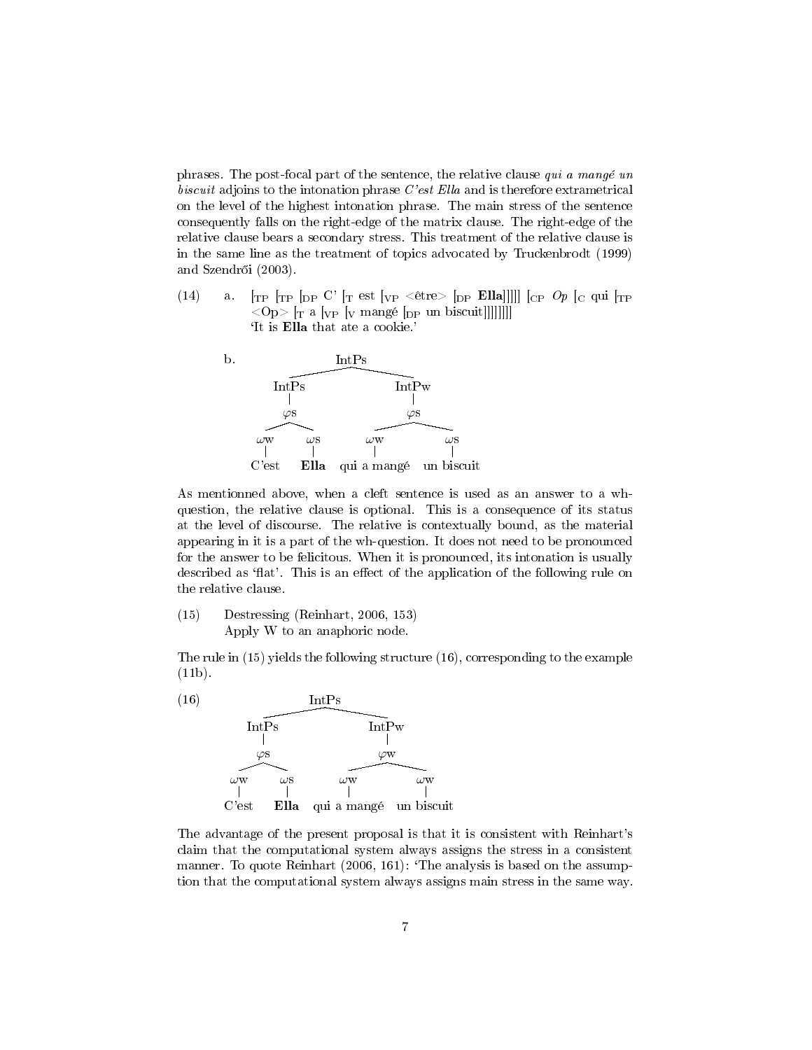phrases. The post-focal part of the sentence, the relative clause *qui a mangé un biscuit* adjoins to the intonation phrase *C'est Ella* and is therefore extrametrical on the level of the highest intonation phrase. The main stress of the sentence consequently falls on the right-edge of the matrix clause. The right-edge of the relative clause bears a secondary stress. This treatment of the relative clause is in the same line as the treatment of topics advocated by Truckenbrodt (1999) and Szendrői (2003).

(14) a. [$_{\text{TP}}$ [$_{\text{TP}}$ [$_{\text{DP}}$ C' [$_{\text{T}}$ est [$_{\text{VP}}$ <être> [$_{\text{DP}}$ **Ella**]]]]] [$_{\text{CP}}$ *Op* [$_{\text{C}}$ qui [$_{\text{TP}}$ <Op> [$_{\text{T}}$ a [$_{\text{VP}}$ [$_{\text{V}}$ mangé [$_{\text{DP}}$ un biscuit]]]]]]]]
'It is **Ella** that ate a cookie.'

b.
```
                    IntPs
           ┌──────────┴──────────┐
         IntPs                 IntPw
           |                     |
           φs                    φs
        ┌──┴──┐            ┌─────┴─────┐
        ωw    ωs           ωw          ωs
        |     |            |           |
      C'est  Ella    qui a mangé   un biscuit
```

As mentionned above, when a cleft sentence is used as an answer to a wh-question, the relative clause is optional. This is a consequence of its status at the level of discourse. The relative is contextually bound, as the material appearing in it is a part of the wh-question. It does not need to be pronounced for the answer to be felicitous. When it is pronounced, its intonation is usually described as 'flat'. This is an effect of the application of the following rule on the relative clause.

(15) Destressing (Reinhart, 2006, 153)
Apply W to an anaphoric node.

The rule in (15) yields the following structure (16), corresponding to the example (11b).

(16)
```
                    IntPs
           ┌──────────┴──────────┐
         IntPs                 IntPw
           |                     |
           φs                    φw
        ┌──┴──┐            ┌─────┴─────┐
        ωw    ωs           ωw          ωw
        |     |            |           |
      C'est  Ella    qui a mangé   un biscuit
```

The advantage of the present proposal is that it is consistent with Reinhart's claim that the computational system always assigns the stress in a consistent manner. To quote Reinhart (2006, 161): 'The analysis is based on the assumption that the computational system always assigns main stress in the same way.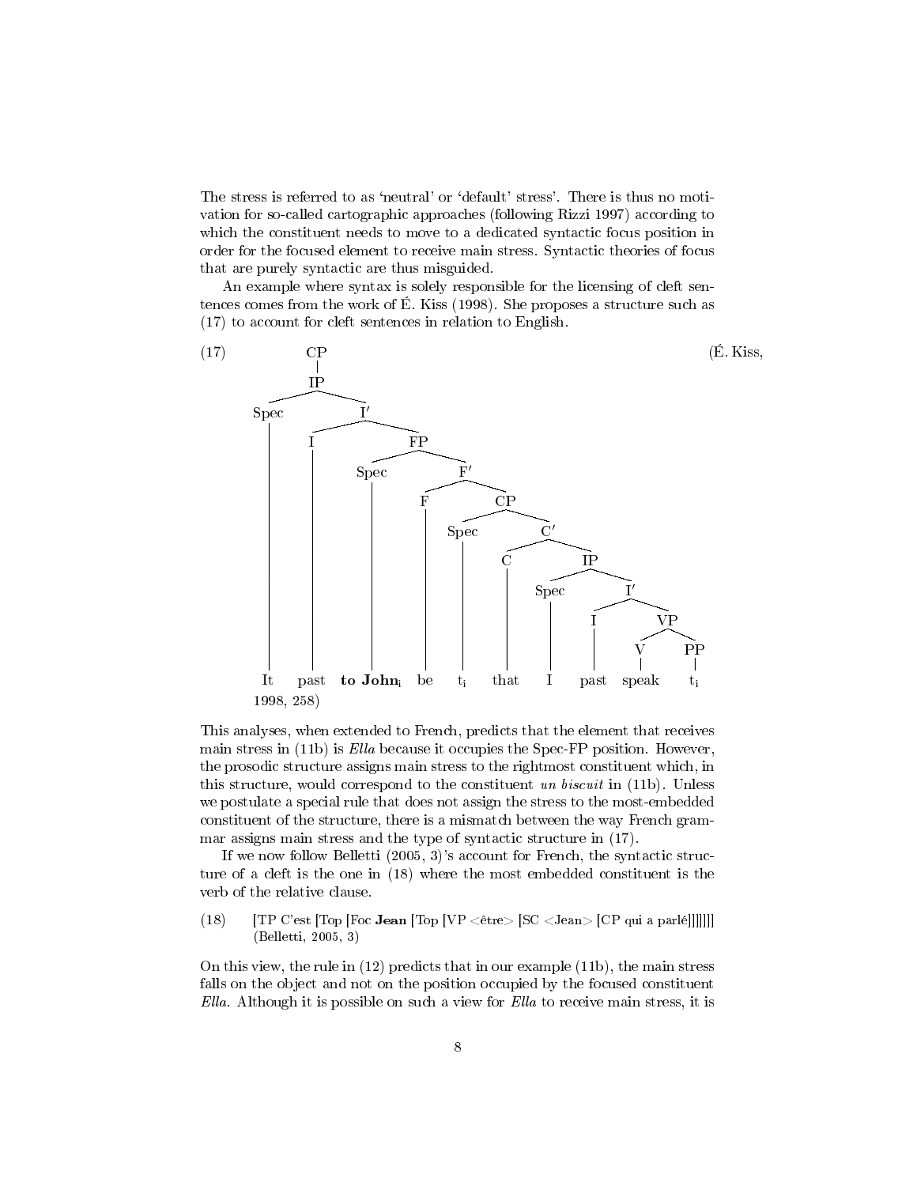The stress is referred to as 'neutral' or 'default' stress'. There is thus no motivation for so-called cartographic approaches (following Rizzi 1997) according to which the constituent needs to move to a dedicated syntactic focus position in order for the focused element to receive main stress. Syntactic theories of focus that are purely syntactic are thus misguided.

An example where syntax is solely responsible for the licensing of cleft sentences comes from the work of É. Kiss (1998). She proposes a structure such as (17) to account for cleft sentences in relation to English.

(17) (É. Kiss, 1998, 258)

```
CP
|
IP
├── Spec: It
└── I′
    ├── I: past
    └── FP
        ├── Spec: to John_i
        └── F′
            ├── F: be
            └── CP
                ├── Spec: t_i
                └── C′
                    ├── C: that
                    └── IP
                        ├── Spec: I
                        └── I′
                            ├── I: past
                            └── VP
                                ├── V: speak
                                └── PP: t_i
```

It past **to John**$_i$ be $t_i$ that I past speak $t_i$

This analyses, when extended to French, predicts that the element that receives main stress in (11b) is *Ella* because it occupies the Spec-FP position. However, the prosodic structure assigns main stress to the rightmost constituent which, in this structure, would correspond to the constituent *un biscuit* in (11b). Unless we postulate a special rule that does not assign the stress to the most-embedded constituent of the structure, there is a mismatch between the way French grammar assigns main stress and the type of syntactic structure in (17).

If we now follow Belletti (2005, 3)'s account for French, the syntactic structure of a cleft is the one in (18) where the most embedded constituent is the verb of the relative clause.

(18) [TP C'est [Top [Foc **Jean** [Top [VP <être> [SC <Jean> [CP qui a parlé]]]]]]]
(Belletti, 2005, 3)

On this view, the rule in (12) predicts that in our example (11b), the main stress falls on the object and not on the position occupied by the focused constituent *Ella*. Although it is possible on such a view for *Ella* to receive main stress, it is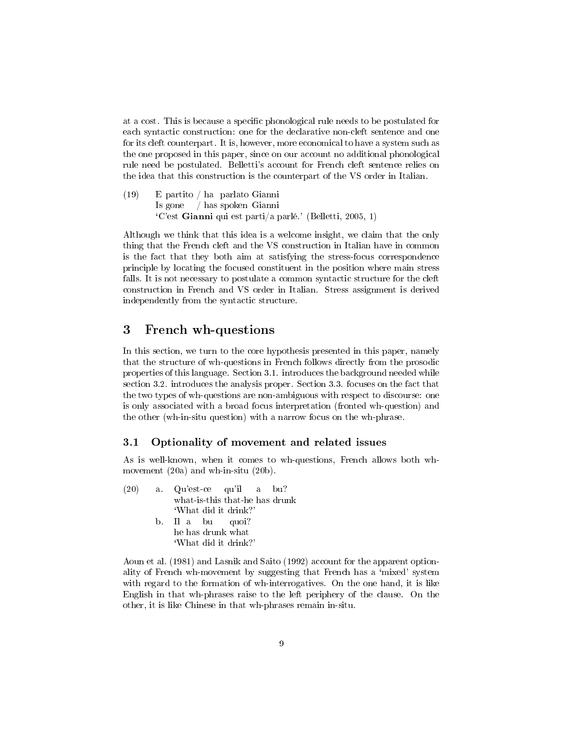at a cost. This is because a specific phonological rule needs to be postulated for each syntactic construction: one for the declarative non-cleft sentence and one for its cleft counterpart. It is, however, more economical to have a system such as the one proposed in this paper, since on our account no additional phonological rule need be postulated. Belletti's account for French cleft sentence relies on the idea that this construction is the counterpart of the VS order in Italian.

(19) E partito / ha parlato Gianni
Is gone / has spoken Gianni
'C'est **Gianni** qui est parti/a parlé.' (Belletti, 2005, 1)

Although we think that this idea is a welcome insight, we claim that the only thing that the French cleft and the VS construction in Italian have in common is the fact that they both aim at satisfying the stress-focus correspondence principle by locating the focused constituent in the position where main stress falls. It is not necessary to postulate a common syntactic structure for the cleft construction in French and VS order in Italian. Stress assignment is derived independently from the syntactic structure.

## 3 French wh-questions

In this section, we turn to the core hypothesis presented in this paper, namely that the structure of wh-questions in French follows directly from the prosodic properties of this language. Section 3.1. introduces the background needed while section 3.2. introduces the analysis proper. Section 3.3. focuses on the fact that the two types of wh-questions are non-ambiguous with respect to discourse: one is only associated with a broad focus interpretation (fronted wh-question) and the other (wh-in-situ question) with a narrow focus on the wh-phrase.

### 3.1 Optionality of movement and related issues

As is well-known, when it comes to wh-questions, French allows both wh-movement (20a) and wh-in-situ (20b).

(20) a. Qu'est-ce qu'il a bu?
what-is-this that-he has drunk
'What did it drink?'

b. Il a bu quoi?
he has drunk what
'What did it drink?'

Aoun et al. (1981) and Lasnik and Saito (1992) account for the apparent optionality of French wh-movement by suggesting that French has a 'mixed' system with regard to the formation of wh-interrogatives. On the one hand, it is like English in that wh-phrases raise to the left periphery of the clause. On the other, it is like Chinese in that wh-phrases remain in-situ.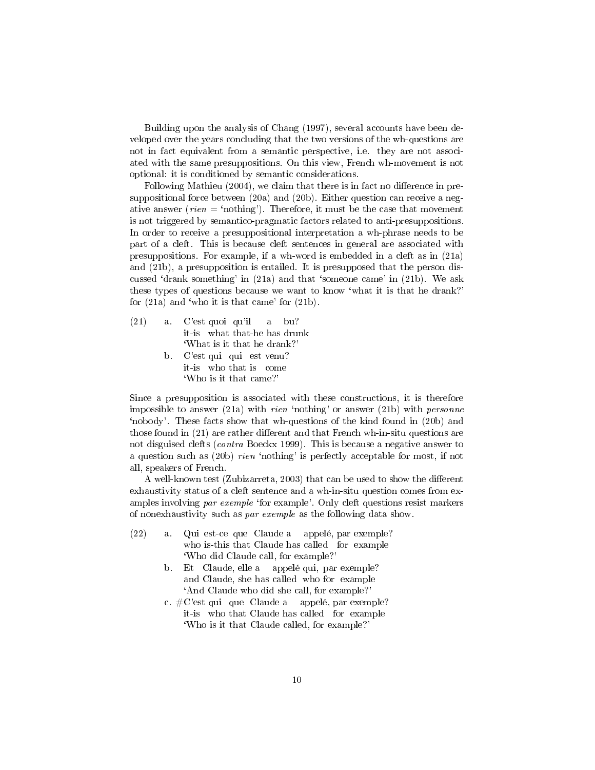Building upon the analysis of Chang (1997), several accounts have been developed over the years concluding that the two versions of the wh-questions are not in fact equivalent from a semantic perspective, i.e. they are not associated with the same presuppositions. On this view, French wh-movement is not optional: it is conditioned by semantic considerations.

Following Mathieu (2004), we claim that there is in fact no difference in presuppositional force between (20a) and (20b). Either question can receive a negative answer (*rien* = 'nothing'). Therefore, it must be the case that movement is not triggered by semantico-pragmatic factors related to anti-presuppositions. In order to receive a presuppositional interpretation a wh-phrase needs to be part of a cleft. This is because cleft sentences in general are associated with presuppositions. For example, if a wh-word is embedded in a cleft as in (21a) and (21b), a presupposition is entailed. It is presupposed that the person discussed 'drank something' in (21a) and that 'someone came' in (21b). We ask these types of questions because we want to know 'what it is that he drank?' for (21a) and 'who it is that came' for (21b).

(21) a. C'est quoi qu'il a bu?
   it-is what that-he has drunk
   'What is it that he drank?'

  b. C'est qui qui est venu?
   it-is who that is come
   'Who is it that came?'

Since a presupposition is associated with these constructions, it is therefore impossible to answer (21a) with *rien* 'nothing' or answer (21b) with *personne* 'nobody'. These facts show that wh-questions of the kind found in (20b) and those found in (21) are rather different and that French wh-in-situ questions are not disguised clefts (*contra* Boeckx 1999). This is because a negative answer to a question such as (20b) *rien* 'nothing' is perfectly acceptable for most, if not all, speakers of French.

A well-known test (Zubizarreta, 2003) that can be used to show the different exhaustivity status of a cleft sentence and a wh-in-situ question comes from examples involving *par exemple* 'for example'. Only cleft questions resist markers of nonexhaustivity such as *par exemple* as the following data show.

(22) a. Qui est-ce que Claude a appelé, par exemple?
   who is-this that Claude has called for example
   'Who did Claude call, for example?'

  b. Et Claude, elle a appelé qui, par exemple?
   and Claude, she has called who for example
   'And Claude who did she call, for example?'

  c. #C'est qui que Claude a appelé, par exemple?
   it-is who that Claude has called for example
   'Who is it that Claude called, for example?'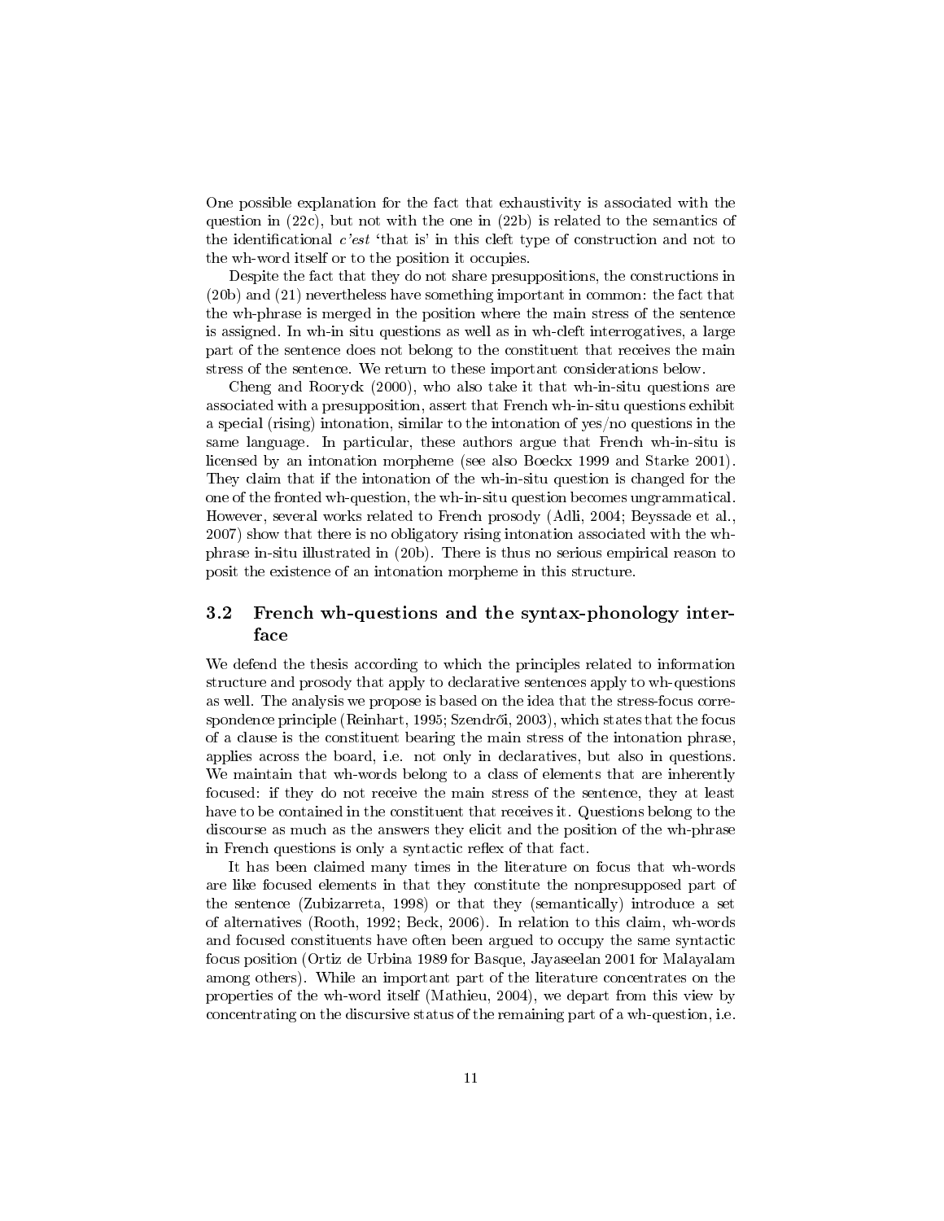One possible explanation for the fact that exhaustivity is associated with the question in (22c), but not with the one in (22b) is related to the semantics of the identificational *c'est* 'that is' in this cleft type of construction and not to the wh-word itself or to the position it occupies.

Despite the fact that they do not share presuppositions, the constructions in (20b) and (21) nevertheless have something important in common: the fact that the wh-phrase is merged in the position where the main stress of the sentence is assigned. In wh-in situ questions as well as in wh-cleft interrogatives, a large part of the sentence does not belong to the constituent that receives the main stress of the sentence. We return to these important considerations below.

Cheng and Rooryck (2000), who also take it that wh-in-situ questions are associated with a presupposition, assert that French wh-in-situ questions exhibit a special (rising) intonation, similar to the intonation of yes/no questions in the same language. In particular, these authors argue that French wh-in-situ is licensed by an intonation morpheme (see also Boeckx 1999 and Starke 2001). They claim that if the intonation of the wh-in-situ question is changed for the one of the fronted wh-question, the wh-in-situ question becomes ungrammatical. However, several works related to French prosody (Adli, 2004; Beyssade et al., 2007) show that there is no obligatory rising intonation associated with the wh-phrase in-situ illustrated in (20b). There is thus no serious empirical reason to posit the existence of an intonation morpheme in this structure.

## 3.2 French wh-questions and the syntax-phonology interface

We defend the thesis according to which the principles related to information structure and prosody that apply to declarative sentences apply to wh-questions as well. The analysis we propose is based on the idea that the stress-focus correspondence principle (Reinhart, 1995; Szendrői, 2003), which states that the focus of a clause is the constituent bearing the main stress of the intonation phrase, applies across the board, i.e. not only in declaratives, but also in questions. We maintain that wh-words belong to a class of elements that are inherently focused: if they do not receive the main stress of the sentence, they at least have to be contained in the constituent that receives it. Questions belong to the discourse as much as the answers they elicit and the position of the wh-phrase in French questions is only a syntactic reflex of that fact.

It has been claimed many times in the literature on focus that wh-words are like focused elements in that they constitute the nonpresupposed part of the sentence (Zubizarreta, 1998) or that they (semantically) introduce a set of alternatives (Rooth, 1992; Beck, 2006). In relation to this claim, wh-words and focused constituents have often been argued to occupy the same syntactic focus position (Ortiz de Urbina 1989 for Basque, Jayaseelan 2001 for Malayalam among others). While an important part of the literature concentrates on the properties of the wh-word itself (Mathieu, 2004), we depart from this view by concentrating on the discursive status of the remaining part of a wh-question, i.e.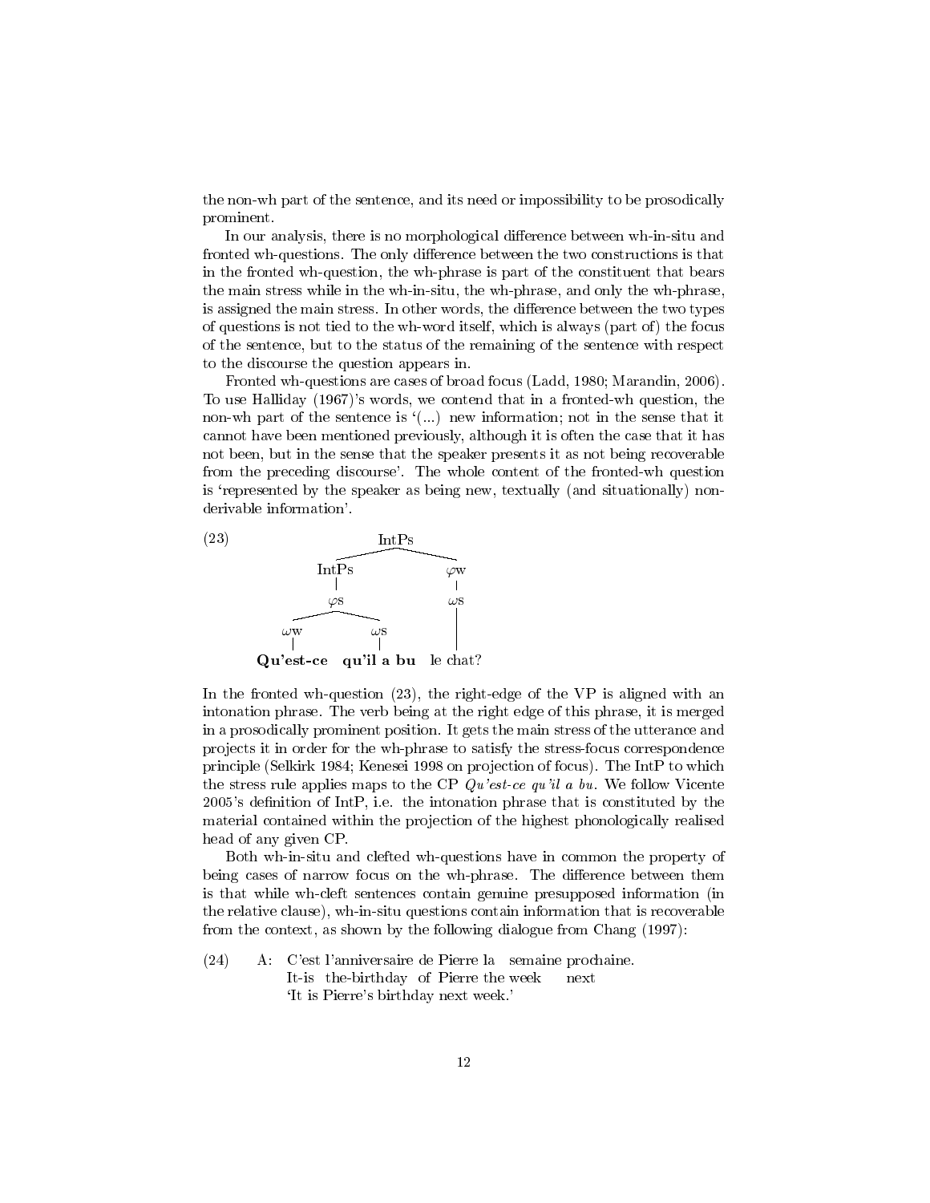the non-wh part of the sentence, and its need or impossibility to be prosodically prominent.

In our analysis, there is no morphological difference between wh-in-situ and fronted wh-questions. The only difference between the two constructions is that in the fronted wh-question, the wh-phrase is part of the constituent that bears the main stress while in the wh-in-situ, the wh-phrase, and only the wh-phrase, is assigned the main stress. In other words, the difference between the two types of questions is not tied to the wh-word itself, which is always (part of) the focus of the sentence, but to the status of the remaining of the sentence with respect to the discourse the question appears in.

Fronted wh-questions are cases of broad focus (Ladd, 1980; Marandin, 2006). To use Halliday (1967)'s words, we contend that in a fronted-wh question, the non-wh part of the sentence is '(...) new information; not in the sense that it cannot have been mentioned previously, although it is often the case that it has not been, but in the sense that the speaker presents it as not being recoverable from the preceding discourse'. The whole content of the fronted-wh question is 'represented by the speaker as being new, textually (and situationally) non-derivable information'.

(23)

```
                IntPs
           /            \
        IntPs            φw
          |               |
         φs              ωs
        /    \            |
      ωw      ωs          |
       |       |          |
**Qu'est-ce  qu'il a bu**  le chat?
```

In the fronted wh-question (23), the right-edge of the VP is aligned with an intonation phrase. The verb being at the right edge of this phrase, it is merged in a prosodically prominent position. It gets the main stress of the utterance and projects it in order for the wh-phrase to satisfy the stress-focus correspondence principle (Selkirk 1984; Kenesei 1998 on projection of focus). The IntP to which the stress rule applies maps to the CP *Qu'est-ce qu'il a bu*. We follow Vicente 2005's definition of IntP, i.e. the intonation phrase that is constituted by the material contained within the projection of the highest phonologically realised head of any given CP.

Both wh-in-situ and clefted wh-questions have in common the property of being cases of narrow focus on the wh-phrase. The difference between them is that while wh-cleft sentences contain genuine presupposed information (in the relative clause), wh-in-situ questions contain information that is recoverable from the context, as shown by the following dialogue from Chang (1997):

(24) A: C'est l'anniversaire de Pierre la semaine prochaine.
It-is the-birthday of Pierre the week next
'It is Pierre's birthday next week.'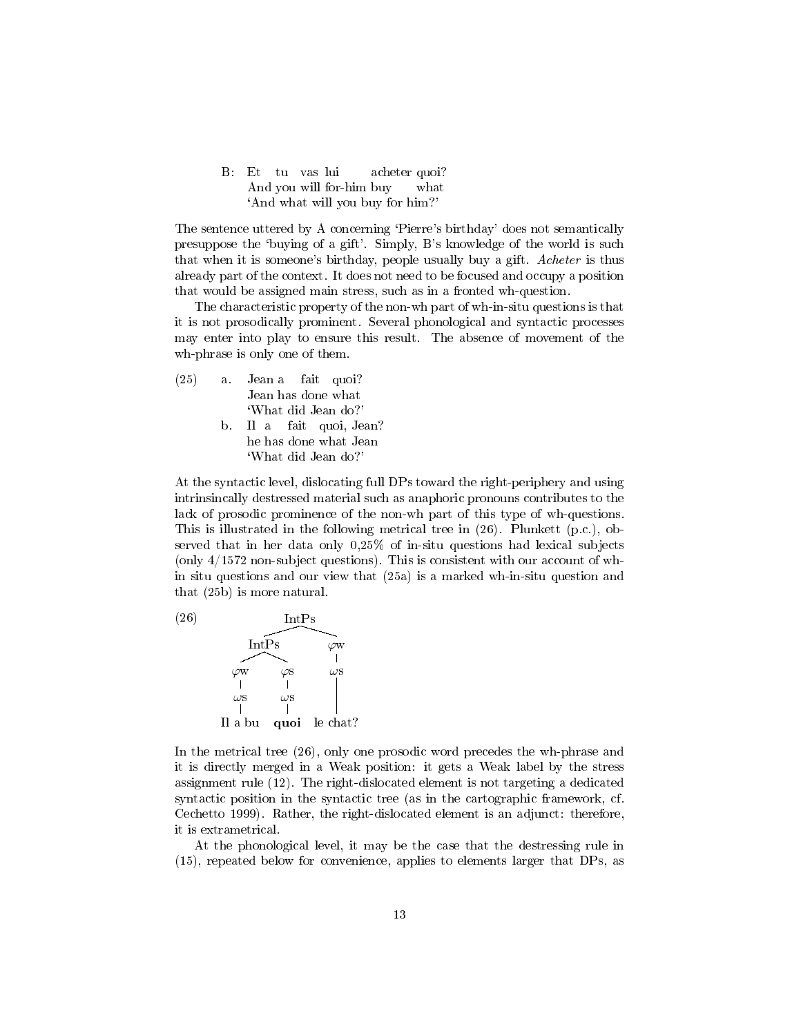B: Et tu vas lui acheter quoi?
And you will for-him buy what
'And what will you buy for him?'

The sentence uttered by A concerning 'Pierre's birthday' does not semantically presuppose the 'buying of a gift'. Simply, B's knowledge of the world is such that when it is someone's birthday, people usually buy a gift. *Acheter* is thus already part of the context. It does not need to be focused and occupy a position that would be assigned main stress, such as in a fronted wh-question.

The characteristic property of the non-wh part of wh-in-situ questions is that it is not prosodically prominent. Several phonological and syntactic processes may enter into play to ensure this result. The absence of movement of the wh-phrase is only one of them.

(25) a. Jean a fait quoi?
Jean has done what
'What did Jean do?'

b. Il a fait quoi, Jean?
he has done what Jean
'What did Jean do?'

At the syntactic level, dislocating full DPs toward the right-periphery and using intrinsincally destressed material such as anaphoric pronouns contributes to the lack of prosodic prominence of the non-wh part of this type of wh-questions. This is illustrated in the following metrical tree in (26). Plunkett (p.c.), observed that in her data only 0,25% of in-situ questions had lexical subjects (only 4/1572 non-subject questions). This is consistent with our account of wh-in situ questions and our view that (25a) is a marked wh-in-situ question and that (25b) is more natural.

(26)

```
              IntPs
             /     \
         IntPs      φw
         /   \       |
       φw     φs    ωs
       |      |      |
       ωs     ωs     |
       |      |      |
    Il a bu  quoi  le chat?
```

In the metrical tree (26), only one prosodic word precedes the wh-phrase and it is directly merged in a Weak position: it gets a Weak label by the stress assignment rule (12). The right-dislocated element is not targeting a dedicated syntactic position in the syntactic tree (as in the cartographic framework, cf. Cechetto 1999). Rather, the right-dislocated element is an adjunct: therefore, it is extrametrical.

At the phonological level, it may be the case that the destressing rule in (15), repeated below for convenience, applies to elements larger that DPs, as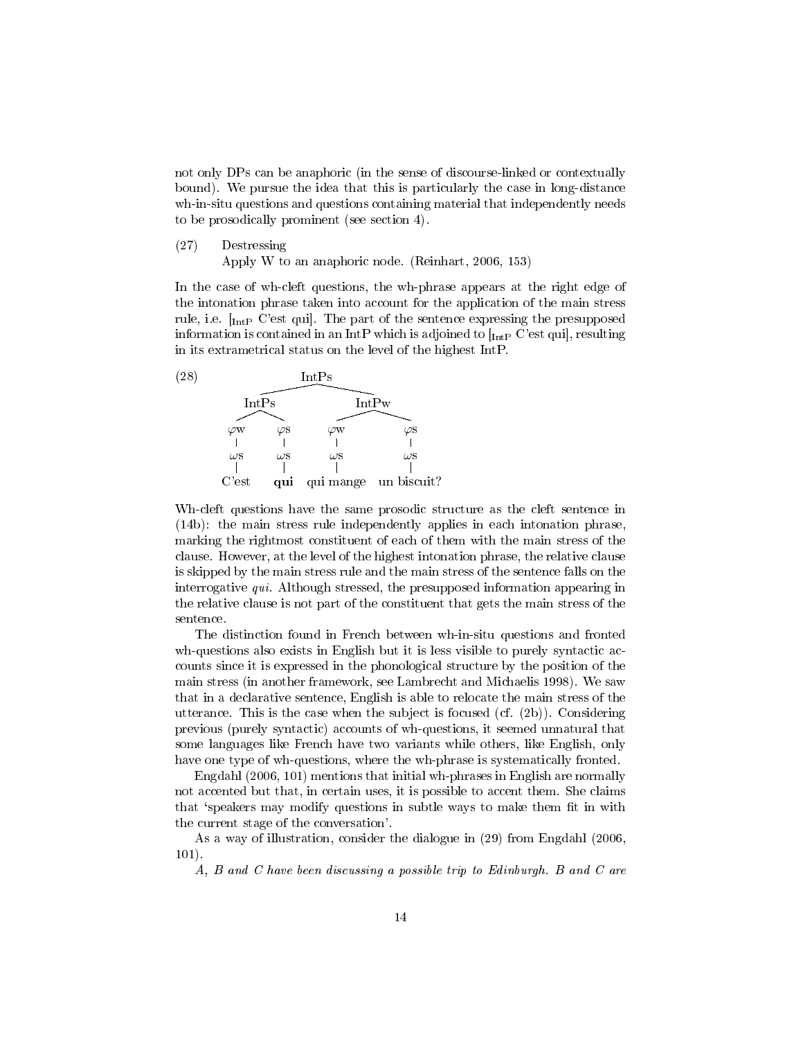not only DPs can be anaphoric (in the sense of discourse-linked or contextually bound). We pursue the idea that this is particularly the case in long-distance wh-in-situ questions and questions containing material that independently needs to be prosodically prominent (see section 4).

(27) Destressing
Apply W to an anaphoric node. (Reinhart, 2006, 153)

In the case of wh-cleft questions, the wh-phrase appears at the right edge of the intonation phrase taken into account for the application of the main stress rule, i.e. [$_{\text{IntP}}$ C'est qui]. The part of the sentence expressing the presupposed information is contained in an IntP which is adjoined to [$_{\text{IntP}}$ C'est qui], resulting in its extrametrical status on the level of the highest IntP.

(28)

```
                    IntPs
              /                \
         IntPs                  IntPw
        /     \                /      \
      φw       φs            φw        φs
      |        |             |         |
      ωs       ωs            ωs        ωs
      |        |             |         |
    C'est     qui        qui mange   un biscuit?
```

Wh-cleft questions have the same prosodic structure as the cleft sentence in (14b): the main stress rule independently applies in each intonation phrase, marking the rightmost constituent of each of them with the main stress of the clause. However, at the level of the highest intonation phrase, the relative clause is skipped by the main stress rule and the main stress of the sentence falls on the interrogative *qui*. Although stressed, the presupposed information appearing in the relative clause is not part of the constituent that gets the main stress of the sentence.

The distinction found in French between wh-in-situ questions and fronted wh-questions also exists in English but it is less visible to purely syntactic accounts since it is expressed in the phonological structure by the position of the main stress (in another framework, see Lambrecht and Michaelis 1998). We saw that in a declarative sentence, English is able to relocate the main stress of the utterance. This is the case when the subject is focused (cf. (2b)). Considering previous (purely syntactic) accounts of wh-questions, it seemed unnatural that some languages like French have two variants while others, like English, only have one type of wh-questions, where the wh-phrase is systematically fronted.

Engdahl (2006, 101) mentions that initial wh-phrases in English are normally not accented but that, in certain uses, it is possible to accent them. She claims that 'speakers may modify questions in subtle ways to make them fit in with the current stage of the conversation'.

As a way of illustration, consider the dialogue in (29) from Engdahl (2006, 101).

*A, B and C have been discussing a possible trip to Edinburgh. B and C are*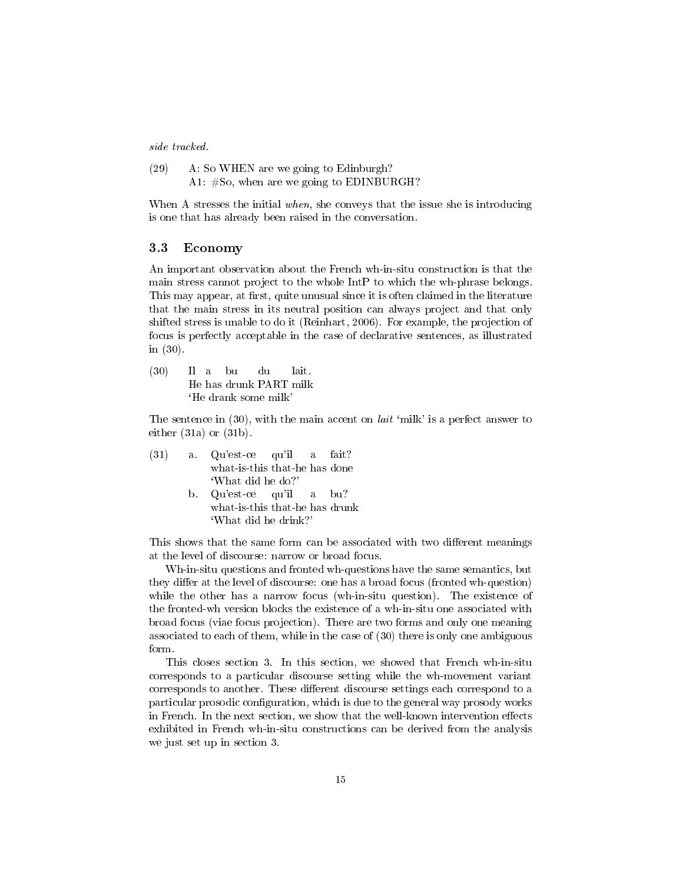*side tracked.*

(29) A: So WHEN are we going to Edinburgh?
A1: #So, when are we going to EDINBURGH?

When A stresses the initial *when*, she conveys that the issue she is introducing is one that has already been raised in the conversation.

### 3.3 Economy

An important observation about the French wh-in-situ construction is that the main stress cannot project to the whole IntP to which the wh-phrase belongs. This may appear, at first, quite unusual since it is often claimed in the literature that the main stress in its neutral position can always project and that only shifted stress is unable to do it (Reinhart, 2006). For example, the projection of focus is perfectly acceptable in the case of declarative sentences, as illustrated in (30).

(30) Il a bu du lait.
He has drunk PART milk
'He drank some milk'

The sentence in (30), with the main accent on *lait* 'milk' is a perfect answer to either (31a) or (31b).

(31) a. Qu'est-ce qu'il a fait?
what-is-this that-he has done
'What did he do?'
b. Qu'est-ce qu'il a bu?
what-is-this that-he has drunk
'What did he drink?'

This shows that the same form can be associated with two different meanings at the level of discourse: narrow or broad focus.

Wh-in-situ questions and fronted wh-questions have the same semantics, but they differ at the level of discourse: one has a broad focus (fronted wh-question) while the other has a narrow focus (wh-in-situ question). The existence of the fronted-wh version blocks the existence of a wh-in-situ one associated with broad focus (viae focus projection). There are two forms and only one meaning associated to each of them, while in the case of (30) there is only one ambiguous form.

This closes section 3. In this section, we showed that French wh-in-situ corresponds to a particular discourse setting while the wh-movement variant corresponds to another. These different discourse settings each correspond to a particular prosodic configuration, which is due to the general way prosody works in French. In the next section, we show that the well-known intervention effects exhibited in French wh-in-situ constructions can be derived from the analysis we just set up in section 3.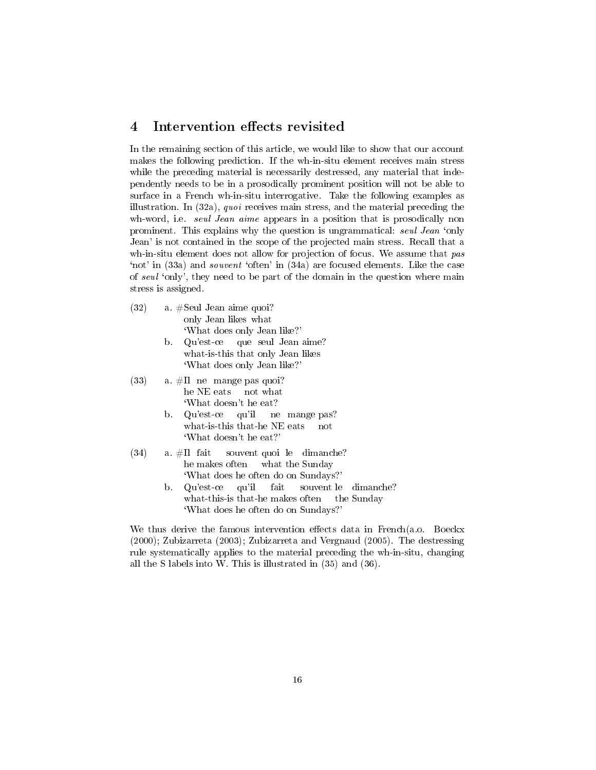## 4 Intervention effects revisited

In the remaining section of this article, we would like to show that our account makes the following prediction. If the wh-in-situ element receives main stress while the preceding material is necessarily destressed, any material that independently needs to be in a prosodically prominent position will not be able to surface in a French wh-in-situ interrogative. Take the following examples as illustration. In (32a), *quoi* receives main stress, and the material preceding the wh-word, i.e. *seul Jean aime* appears in a position that is prosodically non prominent. This explains why the question is ungrammatical: *seul Jean* 'only Jean' is not contained in the scope of the projected main stress. Recall that a wh-in-situ element does not allow for projection of focus. We assume that *pas* 'not' in (33a) and *souvent* 'often' in (34a) are focused elements. Like the case of *seul* 'only', they need to be part of the domain in the question where main stress is assigned.

(32)
a. #Seul Jean aime quoi?
   only Jean likes what
   'What does only Jean like?'
b. Qu'est-ce que seul Jean aime?
   what-is-this that only Jean likes
   'What does only Jean like?'

(33)
a. #Il ne mange pas quoi?
   he NE eats not what
   'What doesn't he eat?
b. Qu'est-ce qu'il ne mange pas?
   what-is-this that-he NE eats not
   'What doesn't he eat?'

(34)
a. #Il fait souvent quoi le dimanche?
   he makes often what the Sunday
   'What does he often do on Sundays?'
b. Qu'est-ce qu'il fait souvent le dimanche?
   what-this-is that-he makes often the Sunday
   'What does he often do on Sundays?'

We thus derive the famous intervention effects data in French(a.o. Boeckx (2000); Zubizarreta (2003); Zubizarreta and Vergnaud (2005). The destressing rule systematically applies to the material preceding the wh-in-situ, changing all the S labels into W. This is illustrated in (35) and (36).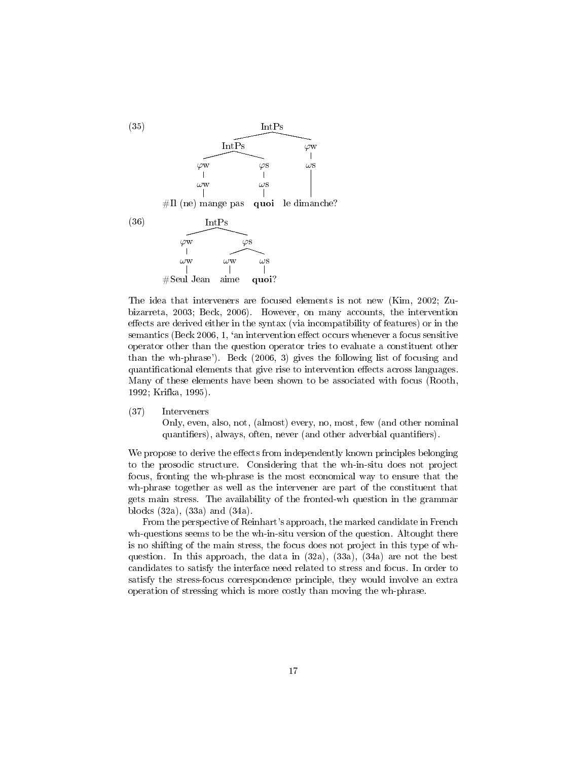(35)

```
                         IntPs
                   /              \
              IntPs                φw
            /       \              |
          φw         φs            ωs
          |          |             |
          ωw         ωs            |
          |          |             |
#Il (ne) mange pas  quoi      le dimanche?
```

(36)

```
            IntPs
          /       \
        φw          φs
        |         /    \
        ωw      ωw      ωs
        |       |       |
#Seul Jean    aime    quoi?
```

The idea that interveners are focused elements is not new (Kim, 2002; Zubizarreta, 2003; Beck, 2006). However, on many accounts, the intervention effects are derived either in the syntax (via incompatibility of features) or in the semantics (Beck 2006, 1, 'an intervention effect occurs whenever a focus sensitive operator other than the question operator tries to evaluate a constituent other than the wh-phrase'). Beck (2006, 3) gives the following list of focusing and quantificational elements that give rise to intervention effects across languages. Many of these elements have been shown to be associated with focus (Rooth, 1992; Krifka, 1995).

(37) Interveners
Only, even, also, not, (almost) every, no, most, few (and other nominal quantifiers), always, often, never (and other adverbial quantifiers).

We propose to derive the effects from independently known principles belonging to the prosodic structure. Considering that the wh-in-situ does not project focus, fronting the wh-phrase is the most economical way to ensure that the wh-phrase together as well as the intervener are part of the constituent that gets main stress. The availability of the fronted-wh question in the grammar blocks (32a), (33a) and (34a).

From the perspective of Reinhart's approach, the marked candidate in French wh-questions seems to be the wh-in-situ version of the question. Altought there is no shifting of the main stress, the focus does not project in this type of wh-question. In this approach, the data in (32a), (33a), (34a) are not the best candidates to satisfy the interface need related to stress and focus. In order to satisfy the stress-focus correspondence principle, they would involve an extra operation of stressing which is more costly than moving the wh-phrase.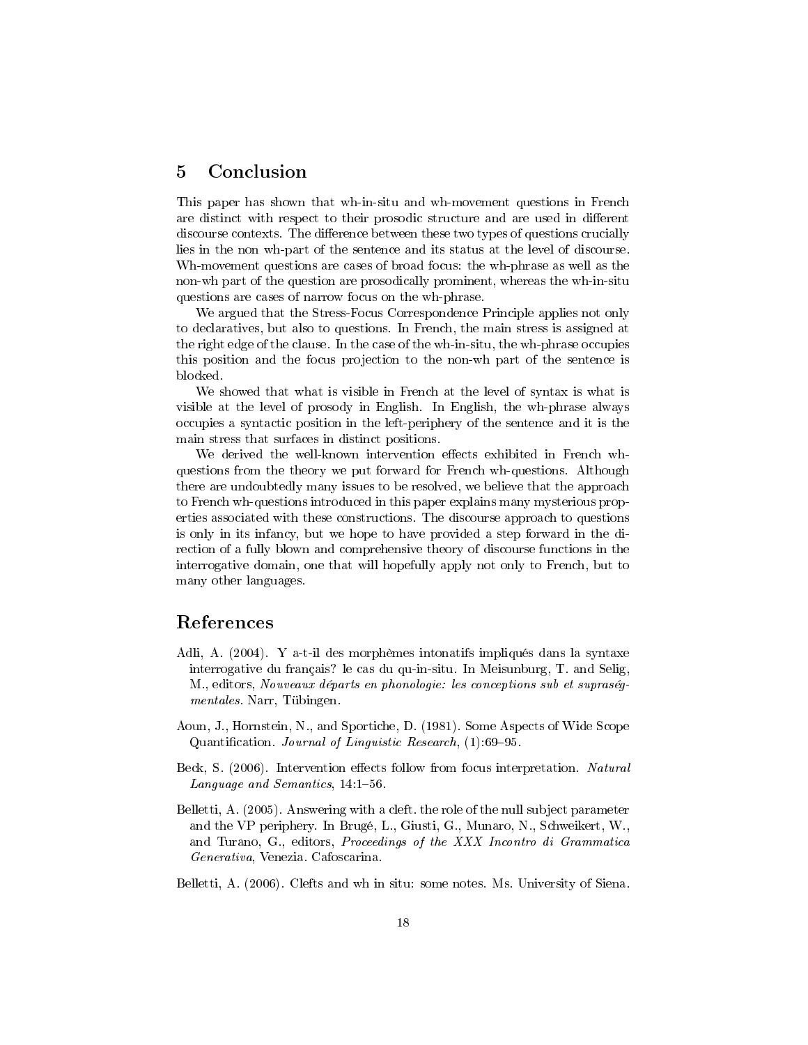## 5 Conclusion

This paper has shown that wh-in-situ and wh-movement questions in French are distinct with respect to their prosodic structure and are used in different discourse contexts. The difference between these two types of questions crucially lies in the non wh-part of the sentence and its status at the level of discourse. Wh-movement questions are cases of broad focus: the wh-phrase as well as the non-wh part of the question are prosodically prominent, whereas the wh-in-situ questions are cases of narrow focus on the wh-phrase.

We argued that the Stress-Focus Correspondence Principle applies not only to declaratives, but also to questions. In French, the main stress is assigned at the right edge of the clause. In the case of the wh-in-situ, the wh-phrase occupies this position and the focus projection to the non-wh part of the sentence is blocked.

We showed that what is visible in French at the level of syntax is what is visible at the level of prosody in English. In English, the wh-phrase always occupies a syntactic position in the left-periphery of the sentence and it is the main stress that surfaces in distinct positions.

We derived the well-known intervention effects exhibited in French wh-questions from the theory we put forward for French wh-questions. Although there are undoubtedly many issues to be resolved, we believe that the approach to French wh-questions introduced in this paper explains many mysterious properties associated with these constructions. The discourse approach to questions is only in its infancy, but we hope to have provided a step forward in the direction of a fully blown and comprehensive theory of discourse functions in the interrogative domain, one that will hopefully apply not only to French, but to many other languages.

## References

Adli, A. (2004). Y a-t-il des morphèmes intonatifs impliqués dans la syntaxe interrogative du français? le cas du qu-in-situ. In Meisunburg, T. and Selig, M., editors, *Nouveaux départs en phonologie: les conceptions sub et supraségmentales*. Narr, Tübingen.

Aoun, J., Hornstein, N., and Sportiche, D. (1981). Some Aspects of Wide Scope Quantification. *Journal of Linguistic Research*, (1):69–95.

Beck, S. (2006). Intervention effects follow from focus interpretation. *Natural Language and Semantics*, 14:1–56.

Belletti, A. (2005). Answering with a cleft. the role of the null subject parameter and the VP periphery. In Brugé, L., Giusti, G., Munaro, N., Schweikert, W., and Turano, G., editors, *Proceedings of the XXX Incontro di Grammatica Generativa*, Venezia. Cafoscarina.

Belletti, A. (2006). Clefts and wh in situ: some notes. Ms. University of Siena.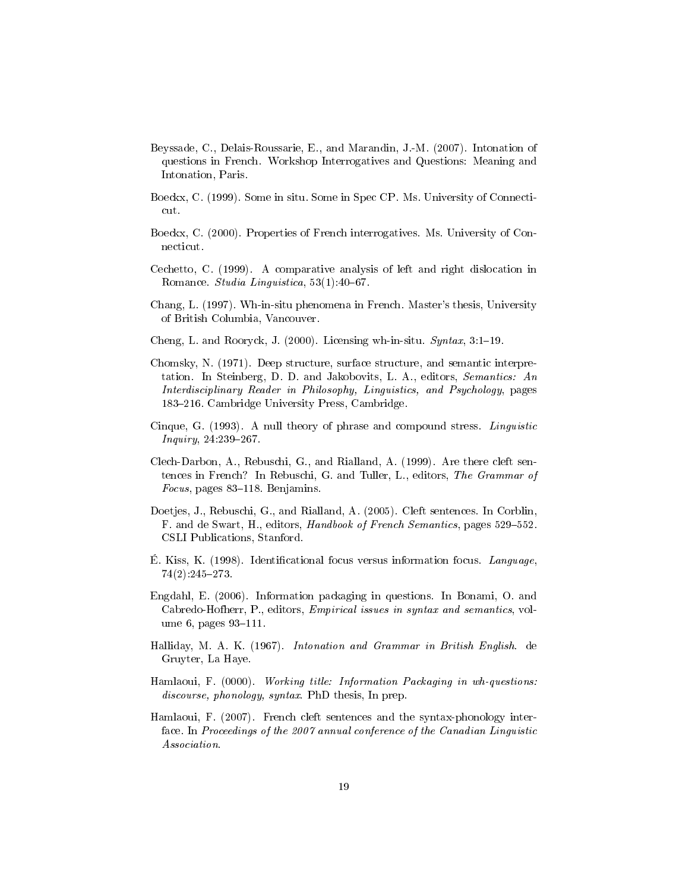Beyssade, C., Delais-Roussarie, E., and Marandin, J.-M. (2007). Intonation of questions in French. Workshop Interrogatives and Questions: Meaning and Intonation, Paris.

Boeckx, C. (1999). Some in situ. Some in Spec CP. Ms. University of Connecticut.

Boeckx, C. (2000). Properties of French interrogatives. Ms. University of Connecticut.

Cechetto, C. (1999). A comparative analysis of left and right dislocation in Romance. *Studia Linguistica*, 53(1):40–67.

Chang, L. (1997). Wh-in-situ phenomena in French. Master's thesis, University of British Columbia, Vancouver.

Cheng, L. and Rooryck, J. (2000). Licensing wh-in-situ. *Syntax*, 3:1–19.

Chomsky, N. (1971). Deep structure, surface structure, and semantic interpretation. In Steinberg, D. D. and Jakobovits, L. A., editors, *Semantics: An Interdisciplinary Reader in Philosophy, Linguistics, and Psychology*, pages 183–216. Cambridge University Press, Cambridge.

Cinque, G. (1993). A null theory of phrase and compound stress. *Linguistic Inquiry*, 24:239–267.

Clech-Darbon, A., Rebuschi, G., and Rialland, A. (1999). Are there cleft sentences in French? In Rebuschi, G. and Tuller, L., editors, *The Grammar of Focus*, pages 83–118. Benjamins.

Doetjes, J., Rebuschi, G., and Rialland, A. (2005). Cleft sentences. In Corblin, F. and de Swart, H., editors, *Handbook of French Semantics*, pages 529–552. CSLI Publications, Stanford.

É. Kiss, K. (1998). Identificational focus versus information focus. *Language*, 74(2):245–273.

Engdahl, E. (2006). Information packaging in questions. In Bonami, O. and Cabredo-Hofherr, P., editors, *Empirical issues in syntax and semantics*, volume 6, pages 93–111.

Halliday, M. A. K. (1967). *Intonation and Grammar in British English*. de Gruyter, La Haye.

Hamlaoui, F. (0000). *Working title: Information Packaging in wh-questions: discourse, phonology, syntax*. PhD thesis, In prep.

Hamlaoui, F. (2007). French cleft sentences and the syntax-phonology interface. In *Proceedings of the 2007 annual conference of the Canadian Linguistic Association*.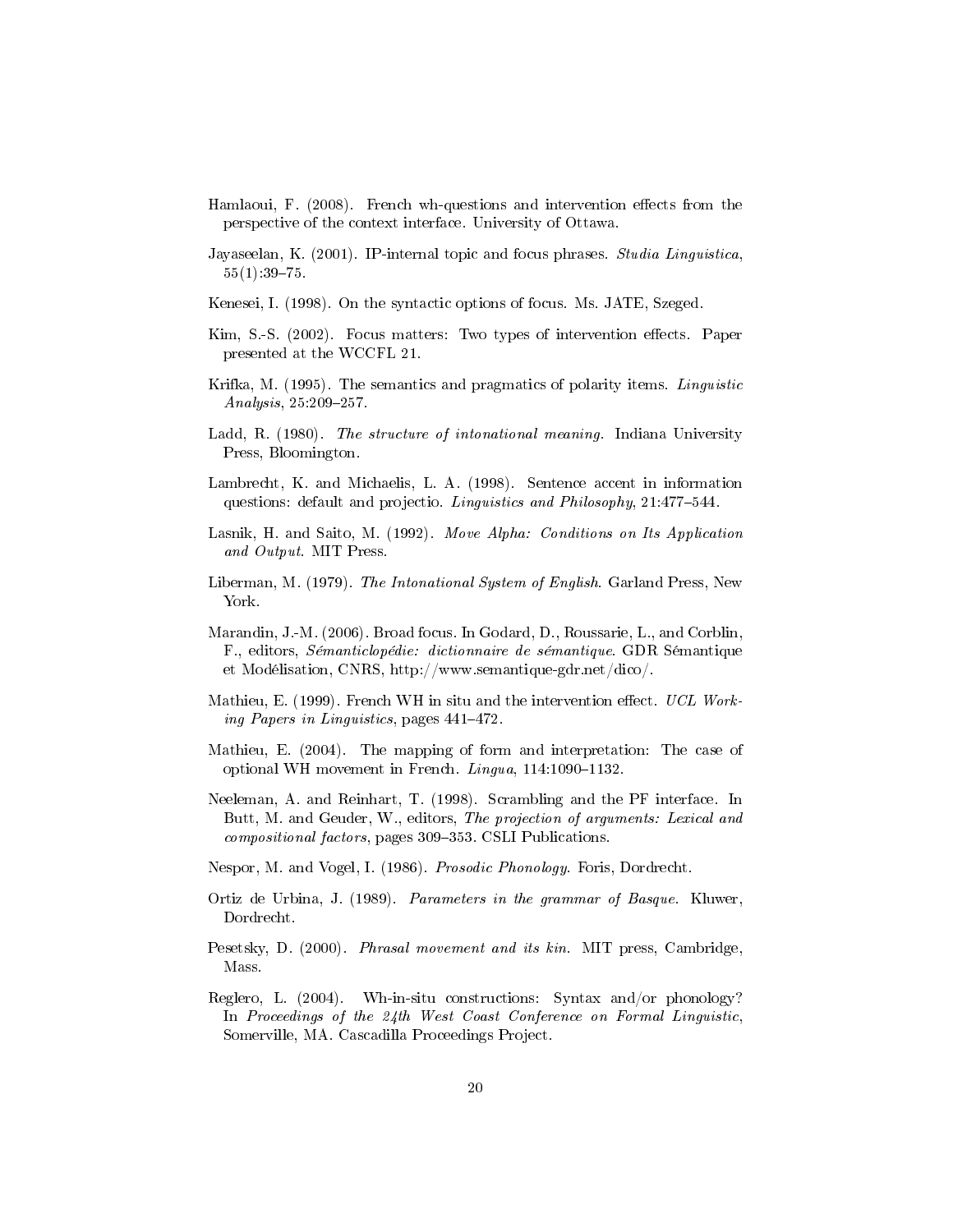Hamlaoui, F. (2008). French wh-questions and intervention effects from the perspective of the context interface. University of Ottawa.

Jayaseelan, K. (2001). IP-internal topic and focus phrases. *Studia Linguistica*, 55(1):39–75.

Kenesei, I. (1998). On the syntactic options of focus. Ms. JATE, Szeged.

Kim, S.-S. (2002). Focus matters: Two types of intervention effects. Paper presented at the WCCFL 21.

Krifka, M. (1995). The semantics and pragmatics of polarity items. *Linguistic Analysis*, 25:209–257.

Ladd, R. (1980). *The structure of intonational meaning.* Indiana University Press, Bloomington.

Lambrecht, K. and Michaelis, L. A. (1998). Sentence accent in information questions: default and projectio. *Linguistics and Philosophy*, 21:477–544.

Lasnik, H. and Saito, M. (1992). *Move Alpha: Conditions on Its Application and Output*. MIT Press.

Liberman, M. (1979). *The Intonational System of English*. Garland Press, New York.

Marandin, J.-M. (2006). Broad focus. In Godard, D., Roussarie, L., and Corblin, F., editors, *Sémanticlopédie: dictionnaire de sémantique*. GDR Sémantique et Modélisation, CNRS, http://www.semantique-gdr.net/dico/.

Mathieu, E. (1999). French WH in situ and the intervention effect. *UCL Working Papers in Linguistics*, pages 441–472.

Mathieu, E. (2004). The mapping of form and interpretation: The case of optional WH movement in French. *Lingua*, 114:1090–1132.

Neeleman, A. and Reinhart, T. (1998). Scrambling and the PF interface. In Butt, M. and Geuder, W., editors, *The projection of arguments: Lexical and compositional factors*, pages 309–353. CSLI Publications.

Nespor, M. and Vogel, I. (1986). *Prosodic Phonology*. Foris, Dordrecht.

Ortiz de Urbina, J. (1989). *Parameters in the grammar of Basque.* Kluwer, Dordrecht.

Pesetsky, D. (2000). *Phrasal movement and its kin.* MIT press, Cambridge, Mass.

Reglero, L. (2004). Wh-in-situ constructions: Syntax and/or phonology? In *Proceedings of the 24th West Coast Conference on Formal Linguistic*, Somerville, MA. Cascadilla Proceedings Project.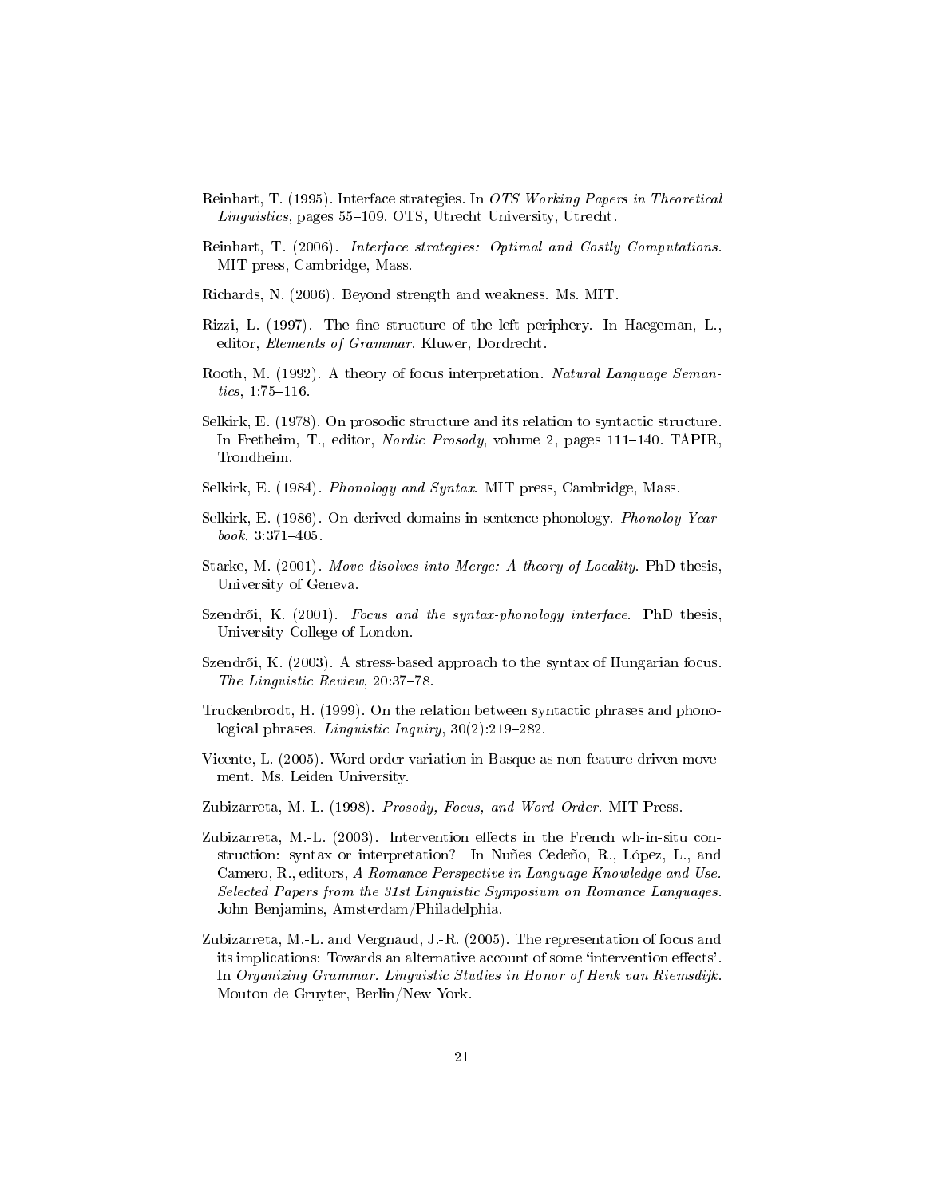Reinhart, T. (1995). Interface strategies. In *OTS Working Papers in Theoretical Linguistics*, pages 55–109. OTS, Utrecht University, Utrecht.

Reinhart, T. (2006). *Interface strategies: Optimal and Costly Computations*. MIT press, Cambridge, Mass.

Richards, N. (2006). Beyond strength and weakness. Ms. MIT.

Rizzi, L. (1997). The fine structure of the left periphery. In Haegeman, L., editor, *Elements of Grammar*. Kluwer, Dordrecht.

Rooth, M. (1992). A theory of focus interpretation. *Natural Language Semantics*, 1:75–116.

Selkirk, E. (1978). On prosodic structure and its relation to syntactic structure. In Fretheim, T., editor, *Nordic Prosody*, volume 2, pages 111–140. TAPIR, Trondheim.

Selkirk, E. (1984). *Phonology and Syntax*. MIT press, Cambridge, Mass.

Selkirk, E. (1986). On derived domains in sentence phonology. *Phonoloy Yearbook*, 3:371–405.

Starke, M. (2001). *Move disolves into Merge: A theory of Locality*. PhD thesis, University of Geneva.

Szendrői, K. (2001). *Focus and the syntax-phonology interface*. PhD thesis, University College of London.

Szendrői, K. (2003). A stress-based approach to the syntax of Hungarian focus. *The Linguistic Review*, 20:37–78.

Truckenbrodt, H. (1999). On the relation between syntactic phrases and phonological phrases. *Linguistic Inquiry*, 30(2):219–282.

Vicente, L. (2005). Word order variation in Basque as non-feature-driven movement. Ms. Leiden University.

Zubizarreta, M.-L. (1998). *Prosody, Focus, and Word Order*. MIT Press.

Zubizarreta, M.-L. (2003). Intervention effects in the French wh-in-situ construction: syntax or interpretation? In Nuñes Cedeño, R., López, L., and Camero, R., editors, *A Romance Perspective in Language Knowledge and Use. Selected Papers from the 31st Linguistic Symposium on Romance Languages*. John Benjamins, Amsterdam/Philadelphia.

Zubizarreta, M.-L. and Vergnaud, J.-R. (2005). The representation of focus and its implications: Towards an alternative account of some 'intervention effects'. In *Organizing Grammar. Linguistic Studies in Honor of Henk van Riemsdijk*. Mouton de Gruyter, Berlin/New York.